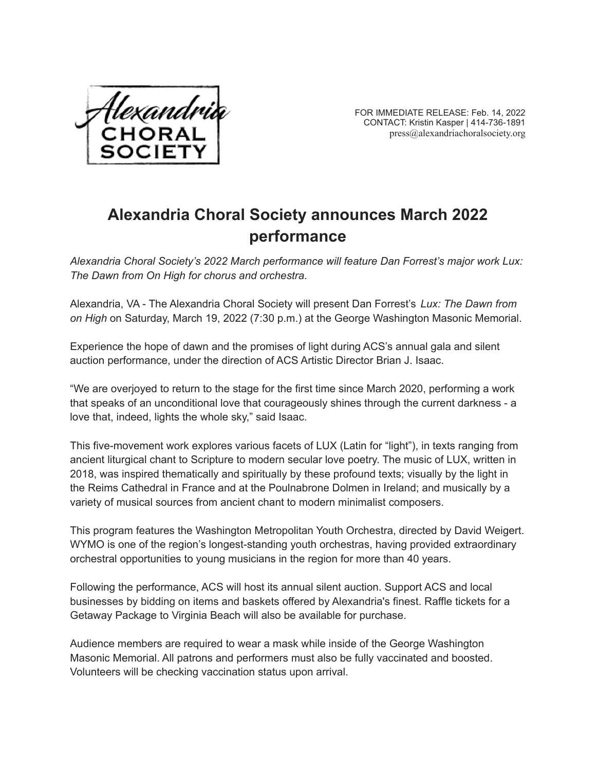Alexandria CHORAL SOCIETY

FOR IMMEDIATE RELEASE: Feb. 14, 2022
CONTACT: Kristin Kasper | 414-736-1891
press@alexandriachoralsociety.org

# Alexandria Choral Society announces March 2022 performance

*Alexandria Choral Society's 2022 March performance will feature Dan Forrest's major work Lux: The Dawn from On High for chorus and orchestra.*

Alexandria, VA - The Alexandria Choral Society will present Dan Forrest's *Lux: The Dawn from on High* on Saturday, March 19, 2022 (7:30 p.m.) at the George Washington Masonic Memorial.

Experience the hope of dawn and the promises of light during ACS's annual gala and silent auction performance, under the direction of ACS Artistic Director Brian J. Isaac.

"We are overjoyed to return to the stage for the first time since March 2020, performing a work that speaks of an unconditional love that courageously shines through the current darkness - a love that, indeed, lights the whole sky," said Isaac.

This five-movement work explores various facets of LUX (Latin for "light"), in texts ranging from ancient liturgical chant to Scripture to modern secular love poetry. The music of LUX, written in 2018, was inspired thematically and spiritually by these profound texts; visually by the light in the Reims Cathedral in France and at the Poulnabrone Dolmen in Ireland; and musically by a variety of musical sources from ancient chant to modern minimalist composers.

This program features the Washington Metropolitan Youth Orchestra, directed by David Weigert. WYMO is one of the region's longest-standing youth orchestras, having provided extraordinary orchestral opportunities to young musicians in the region for more than 40 years.

Following the performance, ACS will host its annual silent auction. Support ACS and local businesses by bidding on items and baskets offered by Alexandria's finest. Raffle tickets for a Getaway Package to Virginia Beach will also be available for purchase.

Audience members are required to wear a mask while inside of the George Washington Masonic Memorial. All patrons and performers must also be fully vaccinated and boosted. Volunteers will be checking vaccination status upon arrival.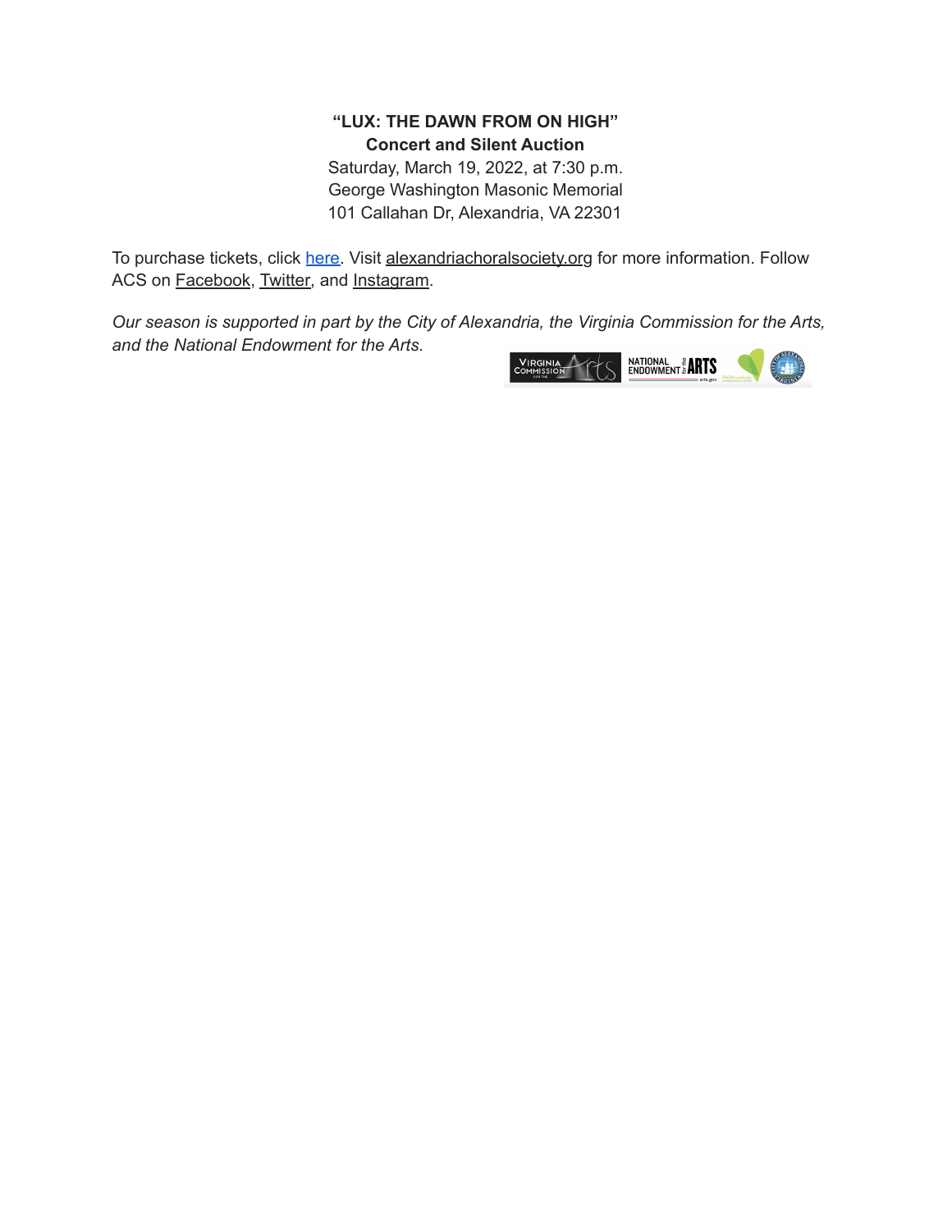**"LUX: THE DAWN FROM ON HIGH"**
**Concert and Silent Auction**
Saturday, March 19, 2022, at 7:30 p.m.
George Washington Masonic Memorial
101 Callahan Dr, Alexandria, VA 22301

To purchase tickets, click here. Visit alexandriachoralsociety.org for more information. Follow ACS on Facebook, Twitter, and Instagram.

*Our season is supported in part by the City of Alexandria, the Virginia Commission for the Arts, and the National Endowment for the Arts.*